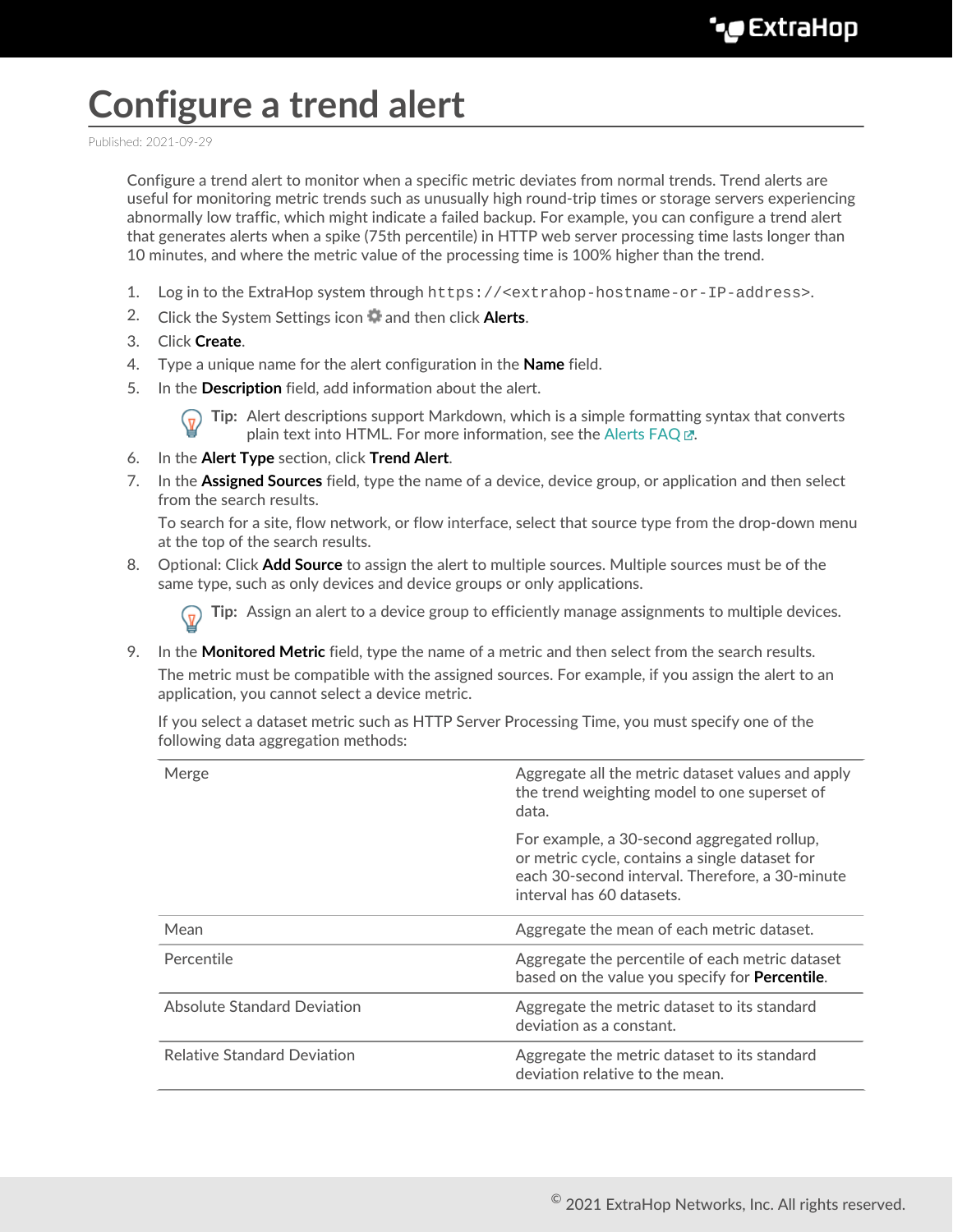# Configure a trend alert

Published: 2021-09-29

Configure a trend alert to monitor when a specific metric deviates from normal trends. Trend alerts are useful for monitoring metric trends such as unusually high round-trip times or storage servers experiencing abnormally low traffic, which might indicate a failed backup. For example, you can configure a trend alert that generates alerts when a spike (75th percentile) in HTTP web server processing time lasts longer than 10 minutes, and where the metric value of the processing time is 100% higher than the trend.

1. Log in to the ExtraHop system through `https://<extrahop-hostname-or-IP-address>`.
2. Click the System Settings icon and then click **Alerts**.
3. Click **Create**.
4. Type a unique name for the alert configuration in the **Name** field.
5. In the **Description** field, add information about the alert.

   **Tip:** Alert descriptions support Markdown, which is a simple formatting syntax that converts plain text into HTML. For more information, see the Alerts FAQ.
6. In the **Alert Type** section, click **Trend Alert**.
7. In the **Assigned Sources** field, type the name of a device, device group, or application and then select from the search results.

   To search for a site, flow network, or flow interface, select that source type from the drop-down menu at the top of the search results.
8. Optional: Click **Add Source** to assign the alert to multiple sources. Multiple sources must be of the same type, such as only devices and device groups or only applications.

   **Tip:** Assign an alert to a device group to efficiently manage assignments to multiple devices.
9. In the **Monitored Metric** field, type the name of a metric and then select from the search results.

   The metric must be compatible with the assigned sources. For example, if you assign the alert to an application, you cannot select a device metric.

   If you select a dataset metric such as HTTP Server Processing Time, you must specify one of the following data aggregation methods:

| | |
|---|---|
| Merge | Aggregate all the metric dataset values and apply the trend weighting model to one superset of data.<br><br>For example, a 30-second aggregated rollup, or metric cycle, contains a single dataset for each 30-second interval. Therefore, a 30-minute interval has 60 datasets. |
| Mean | Aggregate the mean of each metric dataset. |
| Percentile | Aggregate the percentile of each metric dataset based on the value you specify for **Percentile**. |
| Absolute Standard Deviation | Aggregate the metric dataset to its standard deviation as a constant. |
| Relative Standard Deviation | Aggregate the metric dataset to its standard deviation relative to the mean. |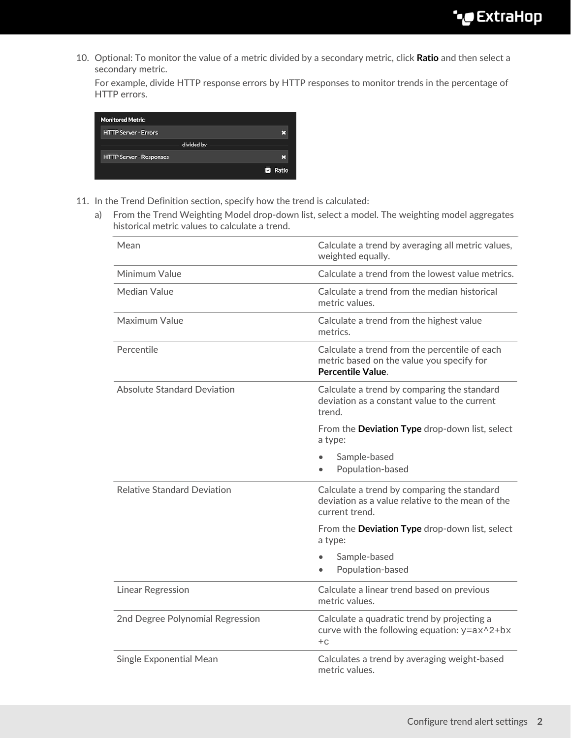10. Optional: To monitor the value of a metric divided by a secondary metric, click **Ratio** and then select a secondary metric.

    For example, divide HTTP response errors by HTTP responses to monitor trends in the percentage of HTTP errors.

11. In the Trend Definition section, specify how the trend is calculated:

    a) From the Trend Weighting Model drop-down list, select a model. The weighting model aggregates historical metric values to calculate a trend.

| | |
|---|---|
| Mean | Calculate a trend by averaging all metric values, weighted equally. |
| Minimum Value | Calculate a trend from the lowest value metrics. |
| Median Value | Calculate a trend from the median historical metric values. |
| Maximum Value | Calculate a trend from the highest value metrics. |
| Percentile | Calculate a trend from the percentile of each metric based on the value you specify for **Percentile Value**. |
| Absolute Standard Deviation | Calculate a trend by comparing the standard deviation as a constant value to the current trend.<br><br>From the **Deviation Type** drop-down list, select a type:<br>• Sample-based<br>• Population-based |
| Relative Standard Deviation | Calculate a trend by comparing the standard deviation as a value relative to the mean of the current trend.<br><br>From the **Deviation Type** drop-down list, select a type:<br>• Sample-based<br>• Population-based |
| Linear Regression | Calculate a linear trend based on previous metric values. |
| 2nd Degree Polynomial Regression | Calculate a quadratic trend by projecting a curve with the following equation: `y=ax^2+bx+c` |
| Single Exponential Mean | Calculates a trend by averaging weight-based metric values. |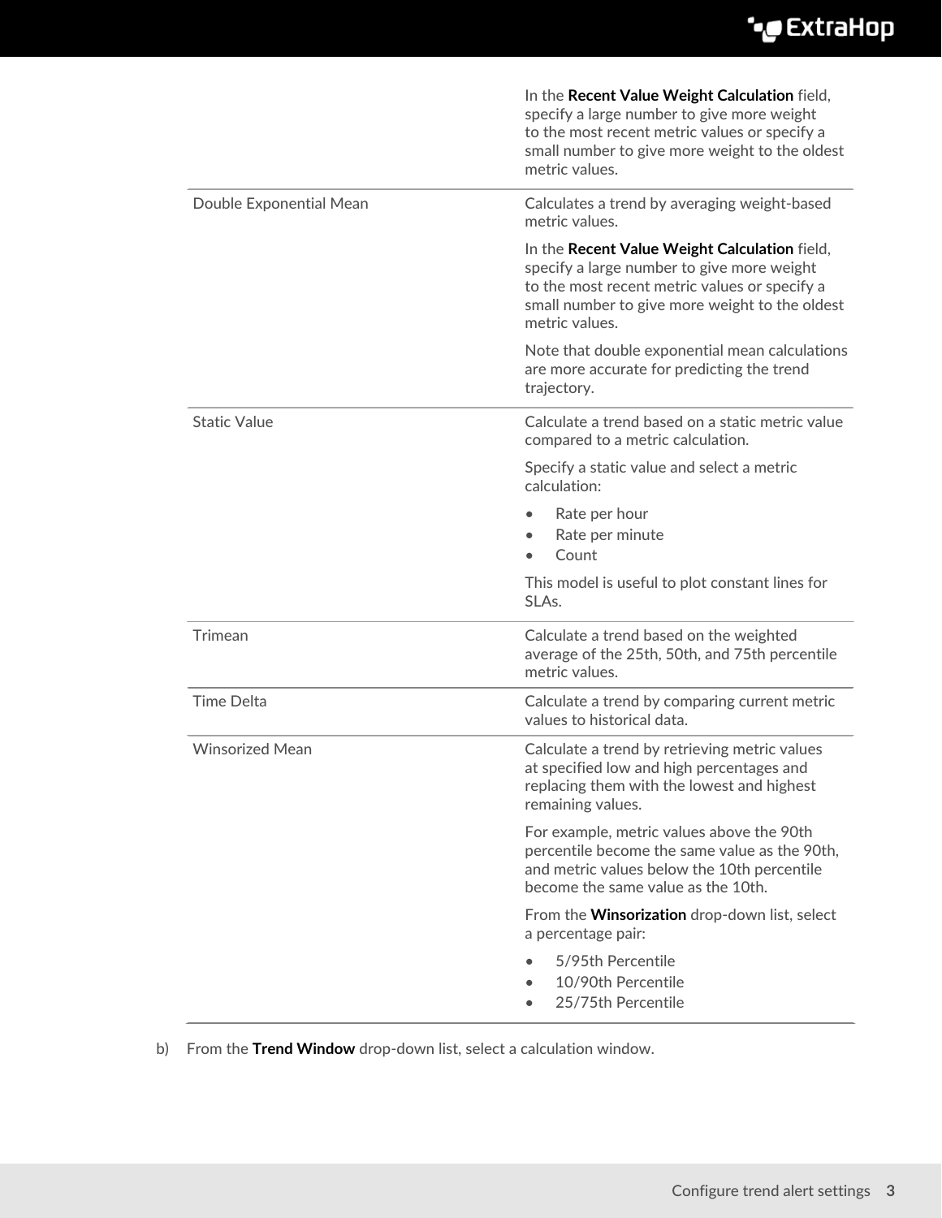| | |
|---|---|
| | In the **Recent Value Weight Calculation** field, specify a large number to give more weight to the most recent metric values or specify a small number to give more weight to the oldest metric values. |
| Double Exponential Mean | Calculates a trend by averaging weight-based metric values.<br><br>In the **Recent Value Weight Calculation** field, specify a large number to give more weight to the most recent metric values or specify a small number to give more weight to the oldest metric values.<br><br>Note that double exponential mean calculations are more accurate for predicting the trend trajectory. |
| Static Value | Calculate a trend based on a static metric value compared to a metric calculation.<br><br>Specify a static value and select a metric calculation:<br><br>• Rate per hour<br>• Rate per minute<br>• Count<br><br>This model is useful to plot constant lines for SLAs. |
| Trimean | Calculate a trend based on the weighted average of the 25th, 50th, and 75th percentile metric values. |
| Time Delta | Calculate a trend by comparing current metric values to historical data. |
| Winsorized Mean | Calculate a trend by retrieving metric values at specified low and high percentages and replacing them with the lowest and highest remaining values.<br><br>For example, metric values above the 90th percentile become the same value as the 90th, and metric values below the 10th percentile become the same value as the 10th.<br><br>From the **Winsorization** drop-down list, select a percentage pair:<br><br>• 5/95th Percentile<br>• 10/90th Percentile<br>• 25/75th Percentile |

b) From the **Trend Window** drop-down list, select a calculation window.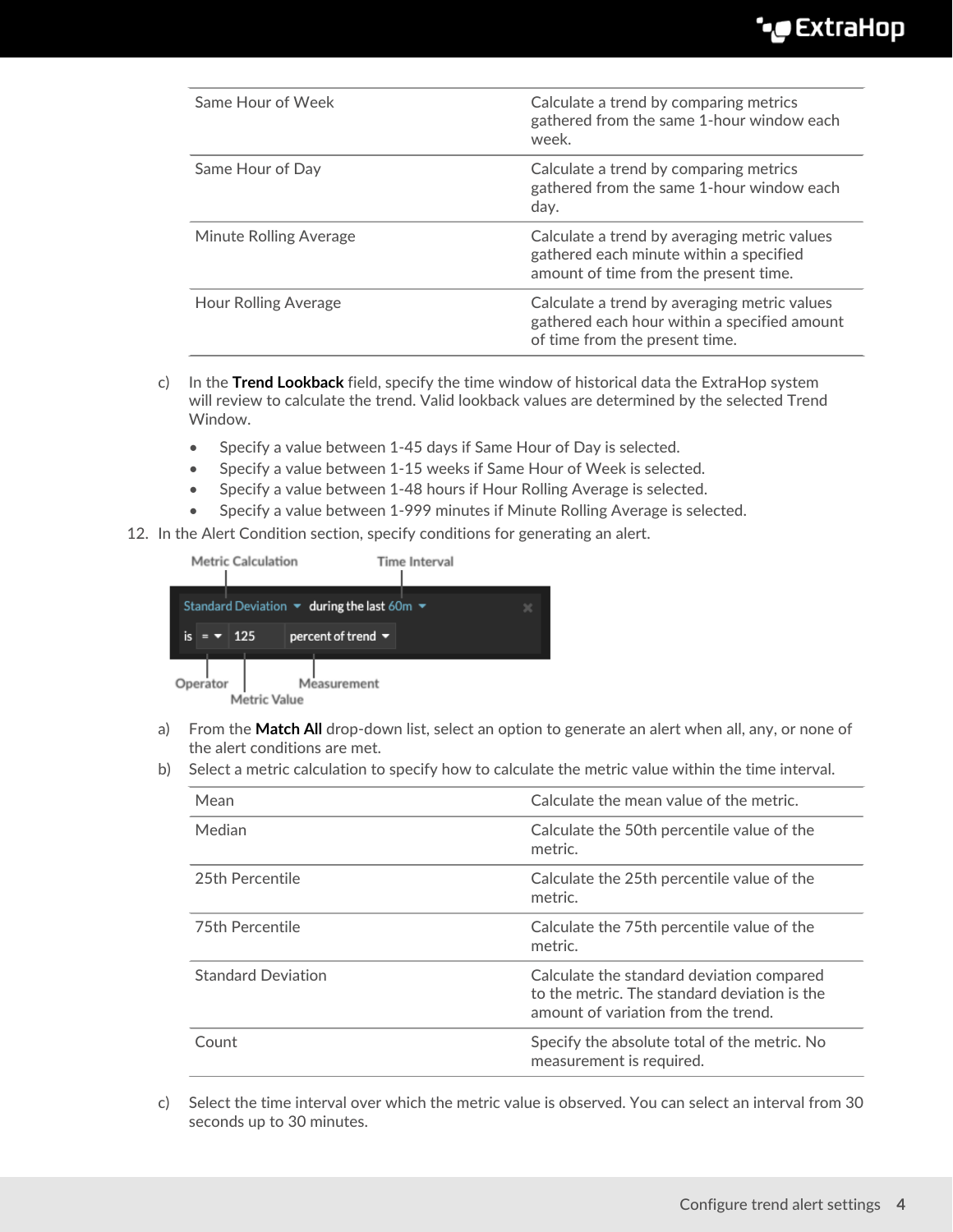| | |
|---|---|
| Same Hour of Week | Calculate a trend by comparing metrics gathered from the same 1-hour window each week. |
| Same Hour of Day | Calculate a trend by comparing metrics gathered from the same 1-hour window each day. |
| Minute Rolling Average | Calculate a trend by averaging metric values gathered each minute within a specified amount of time from the present time. |
| Hour Rolling Average | Calculate a trend by averaging metric values gathered each hour within a specified amount of time from the present time. |

c) In the **Trend Lookback** field, specify the time window of historical data the ExtraHop system will review to calculate the trend. Valid lookback values are determined by the selected Trend Window.

- Specify a value between 1-45 days if Same Hour of Day is selected.
- Specify a value between 1-15 weeks if Same Hour of Week is selected.
- Specify a value between 1-48 hours if Hour Rolling Average is selected.
- Specify a value between 1-999 minutes if Minute Rolling Average is selected.

12. In the Alert Condition section, specify conditions for generating an alert.

Metric Calculation | Time Interval | Operator | Metric Value | Measurement

Standard Deviation during the last 60m
is = 125 percent of trend

a) From the **Match All** drop-down list, select an option to generate an alert when all, any, or none of the alert conditions are met.

b) Select a metric calculation to specify how to calculate the metric value within the time interval.

| | |
|---|---|
| Mean | Calculate the mean value of the metric. |
| Median | Calculate the 50th percentile value of the metric. |
| 25th Percentile | Calculate the 25th percentile value of the metric. |
| 75th Percentile | Calculate the 75th percentile value of the metric. |
| Standard Deviation | Calculate the standard deviation compared to the metric. The standard deviation is the amount of variation from the trend. |
| Count | Specify the absolute total of the metric. No measurement is required. |

c) Select the time interval over which the metric value is observed. You can select an interval from 30 seconds up to 30 minutes.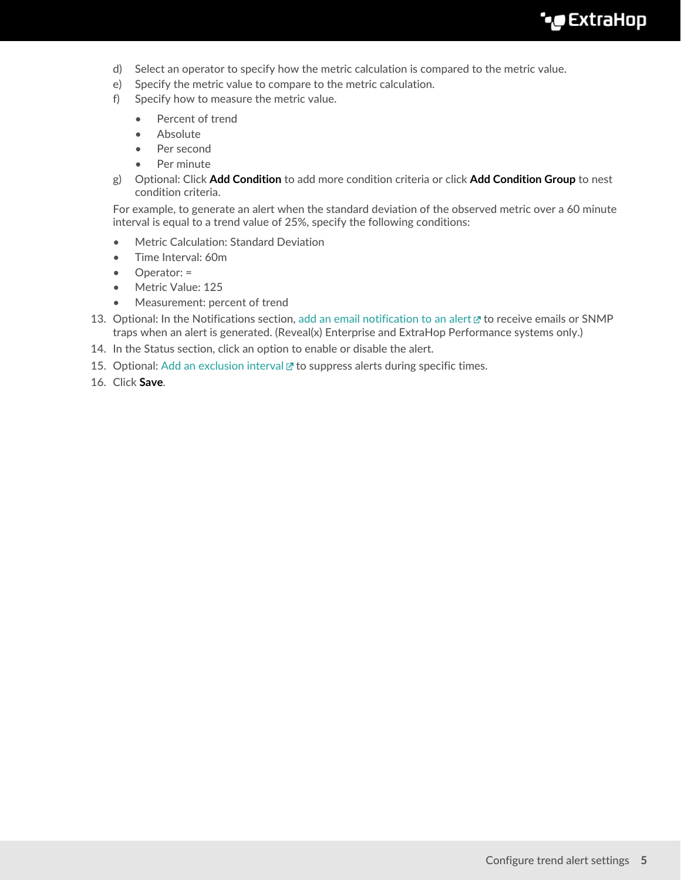d) Select an operator to specify how the metric calculation is compared to the metric value.
   e) Specify the metric value to compare to the metric calculation.
   f) Specify how to measure the metric value.

      - Percent of trend
      - Absolute
      - Per second
      - Per minute

   g) Optional: Click **Add Condition** to add more condition criteria or click **Add Condition Group** to nest condition criteria.

   For example, to generate an alert when the standard deviation of the observed metric over a 60 minute interval is equal to a trend value of 25%, specify the following conditions:

   - Metric Calculation: Standard Deviation
   - Time Interval: 60m
   - Operator: =
   - Metric Value: 125
   - Measurement: percent of trend

13. Optional: In the Notifications section, add an email notification to an alert to receive emails or SNMP traps when an alert is generated. (Reveal(x) Enterprise and ExtraHop Performance systems only.)
14. In the Status section, click an option to enable or disable the alert.
15. Optional: Add an exclusion interval to suppress alerts during specific times.
16. Click **Save**.